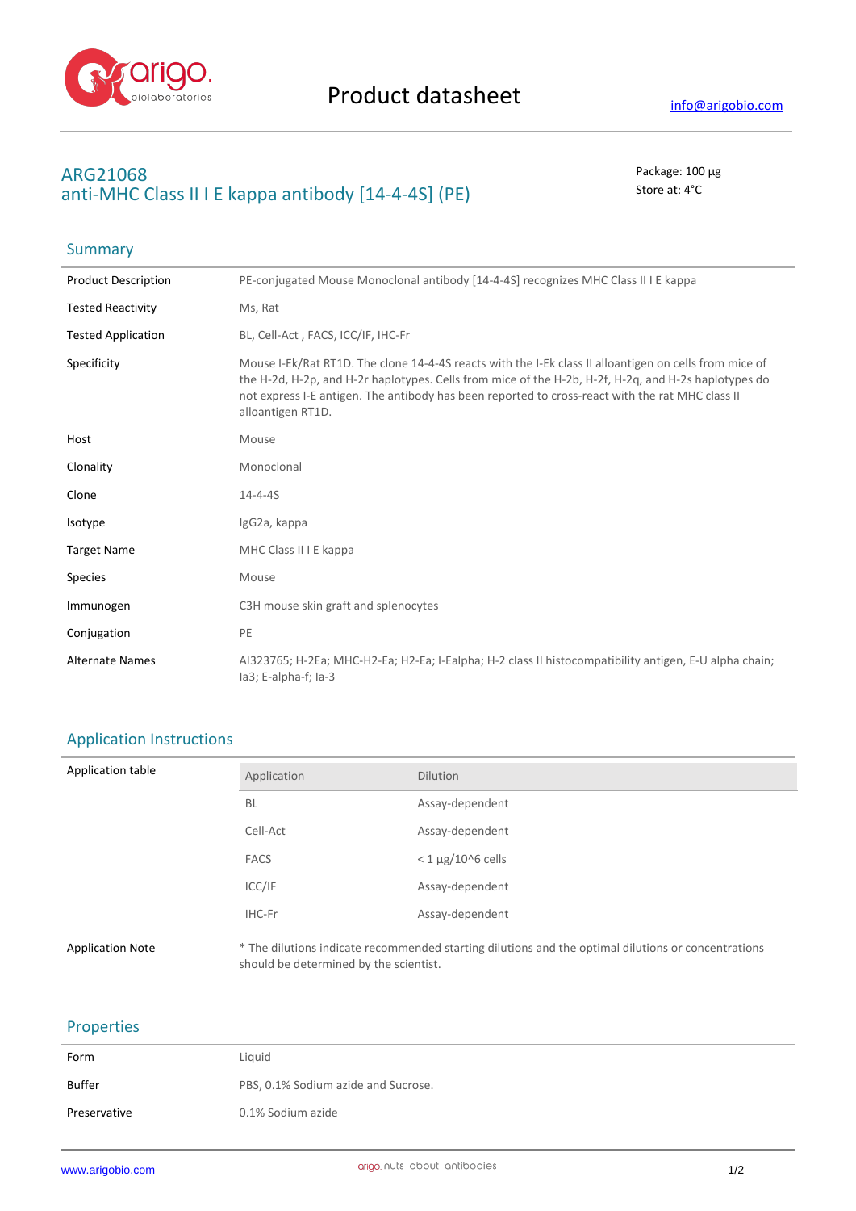# Product datasheet

info@arigobio.com

## ARG21068
## anti-MHC Class II I E kappa antibody [14-4-4S] (PE)

Package: 100 μg
Store at: 4°C

## Summary

| | |
|---|---|
| Product Description | PE-conjugated Mouse Monoclonal antibody [14-4-4S] recognizes MHC Class II I E kappa |
| Tested Reactivity | Ms, Rat |
| Tested Application | BL, Cell-Act , FACS, ICC/IF, IHC-Fr |
| Specificity | Mouse I-Ek/Rat RT1D. The clone 14-4-4S reacts with the I-Ek class II alloantigen on cells from mice of the H-2d, H-2p, and H-2r haplotypes. Cells from mice of the H-2b, H-2f, H-2q, and H-2s haplotypes do not express I-E antigen. The antibody has been reported to cross-react with the rat MHC class II alloantigen RT1D. |
| Host | Mouse |
| Clonality | Monoclonal |
| Clone | 14-4-4S |
| Isotype | IgG2a, kappa |
| Target Name | MHC Class II I E kappa |
| Species | Mouse |
| Immunogen | C3H mouse skin graft and splenocytes |
| Conjugation | PE |
| Alternate Names | AI323765; H-2Ea; MHC-H2-Ea; H2-Ea; I-Ealpha; H-2 class II histocompatibility antigen, E-U alpha chain; Ia3; E-alpha-f; Ia-3 |

## Application Instructions

Application table

| Application | Dilution |
|---|---|
| BL | Assay-dependent |
| Cell-Act | Assay-dependent |
| FACS | < 1 μg/10^6 cells |
| ICC/IF | Assay-dependent |
| IHC-Fr | Assay-dependent |

Application Note: * The dilutions indicate recommended starting dilutions and the optimal dilutions or concentrations should be determined by the scientist.

## Properties

| | |
|---|---|
| Form | Liquid |
| Buffer | PBS, 0.1% Sodium azide and Sucrose. |
| Preservative | 0.1% Sodium azide |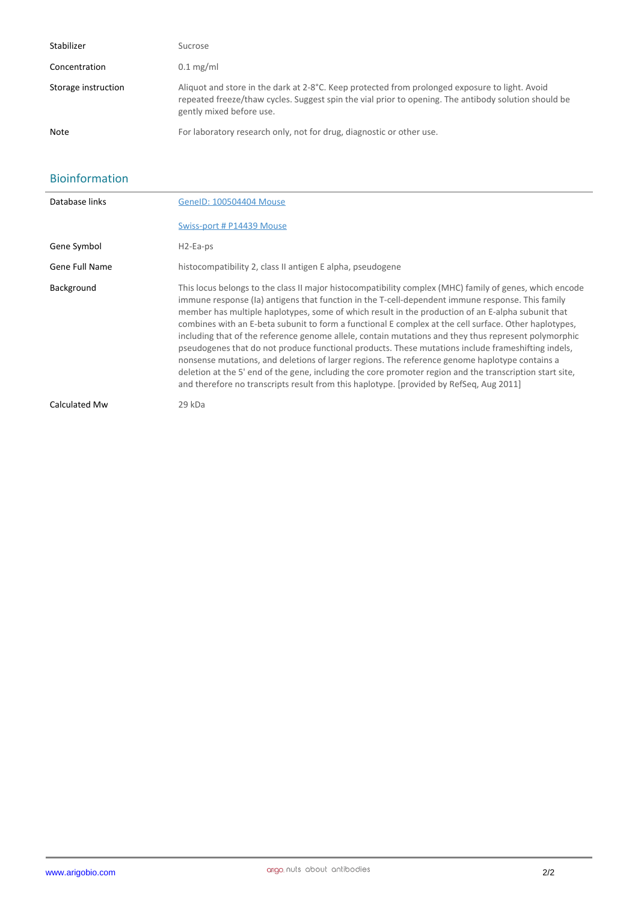| | |
|---|---|
| Stabilizer | Sucrose |
| Concentration | 0.1 mg/ml |
| Storage instruction | Aliquot and store in the dark at 2-8°C. Keep protected from prolonged exposure to light. Avoid repeated freeze/thaw cycles. Suggest spin the vial prior to opening. The antibody solution should be gently mixed before use. |
| Note | For laboratory research only, not for drug, diagnostic or other use. |

## Bioinformation

| | |
|---|---|
| Database links | GeneID: 100504404 Mouse<br><br>Swiss-port # P14439 Mouse |
| Gene Symbol | H2-Ea-ps |
| Gene Full Name | histocompatibility 2, class II antigen E alpha, pseudogene |
| Background | This locus belongs to the class II major histocompatibility complex (MHC) family of genes, which encode immune response (Ia) antigens that function in the T-cell-dependent immune response. This family member has multiple haplotypes, some of which result in the production of an E-alpha subunit that combines with an E-beta subunit to form a functional E complex at the cell surface. Other haplotypes, including that of the reference genome allele, contain mutations and they thus represent polymorphic pseudogenes that do not produce functional products. These mutations include frameshifting indels, nonsense mutations, and deletions of larger regions. The reference genome haplotype contains a deletion at the 5' end of the gene, including the core promoter region and the transcription start site, and therefore no transcripts result from this haplotype. [provided by RefSeq, Aug 2011] |
| Calculated Mw | 29 kDa |